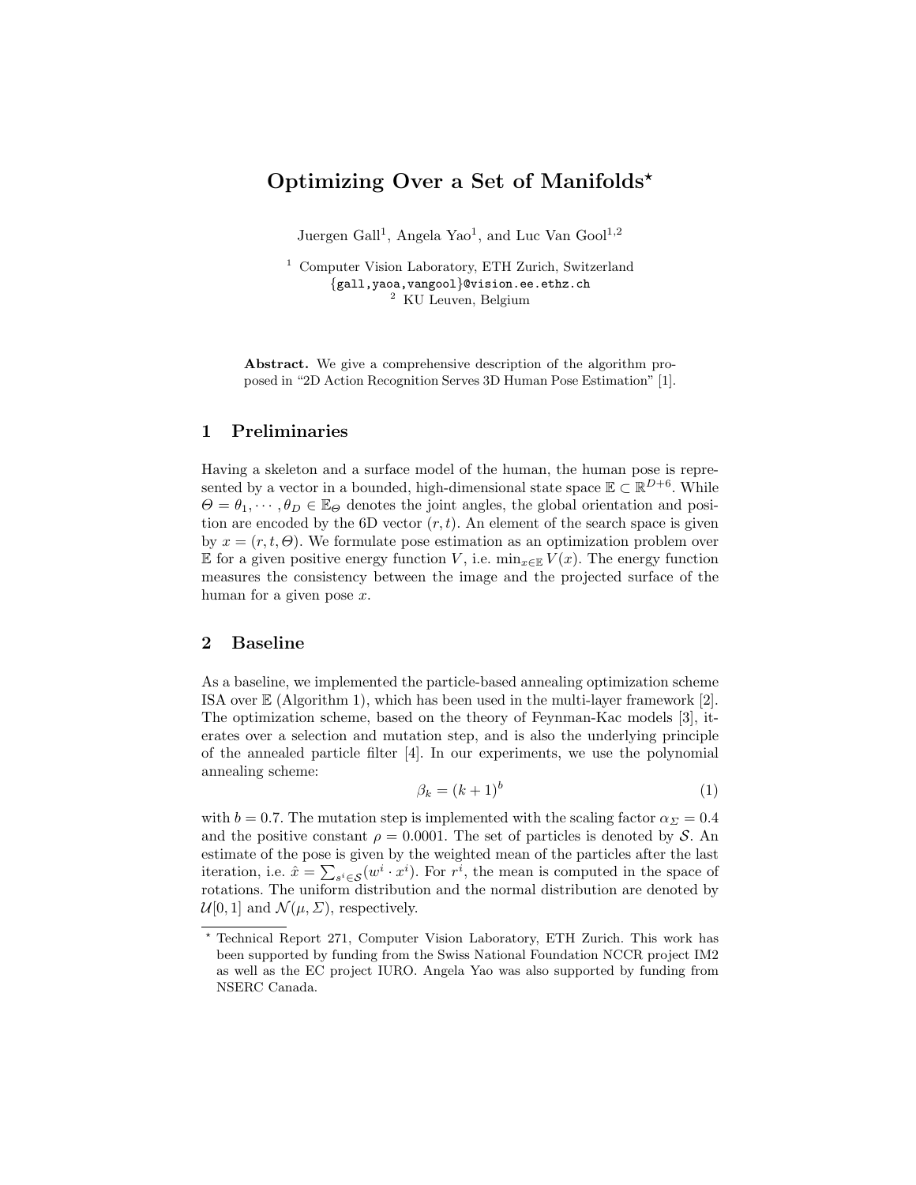# Optimizing Over a Set of Manifolds*

Juergen Gall[1], Angela Yao[1], and Luc Van Gool[1,2]

[1] Computer Vision Laboratory, ETH Zurich, Switzerland
{gall,yaoa,vangool}@vision.ee.ethz.ch
[2] KU Leuven, Belgium

**Abstract.** We give a comprehensive description of the algorithm proposed in "2D Action Recognition Serves 3D Human Pose Estimation" [1].

## 1 Preliminaries

Having a skeleton and a surface model of the human, the human pose is represented by a vector in a bounded, high-dimensional state space $\mathbb{E} \subset \mathbb{R}^{D+6}$. While $\Theta = \theta_1, \cdots, \theta_D \in \mathbb{E}_\Theta$ denotes the joint angles, the global orientation and position are encoded by the 6D vector $(r, t)$. An element of the search space is given by $x = (r, t, \Theta)$. We formulate pose estimation as an optimization problem over $\mathbb{E}$ for a given positive energy function $V$, i.e. $\min_{x \in \mathbb{E}} V(x)$. The energy function measures the consistency between the image and the projected surface of the human for a given pose $x$.

## 2 Baseline

As a baseline, we implemented the particle-based annealing optimization scheme ISA over $\mathbb{E}$ (Algorithm 1), which has been used in the multi-layer framework [2]. The optimization scheme, based on the theory of Feynman-Kac models [3], iterates over a selection and mutation step, and is also the underlying principle of the annealed particle filter [4]. In our experiments, we use the polynomial annealing scheme:

$$\beta_k = (k + 1)^b \tag{1}$$

with $b = 0.7$. The mutation step is implemented with the scaling factor $\alpha_\Sigma = 0.4$ and the positive constant $\rho = 0.0001$. The set of particles is denoted by $\mathcal{S}$. An estimate of the pose is given by the weighted mean of the particles after the last iteration, i.e. $\hat{x} = \sum_{s^i \in \mathcal{S}} (w^i \cdot x^i)$. For $r^i$, the mean is computed in the space of rotations. The uniform distribution and the normal distribution are denoted by $\mathcal{U}[0, 1]$ and $\mathcal{N}(\mu, \Sigma)$, respectively.

* Technical Report 271, Computer Vision Laboratory, ETH Zurich. This work has been supported by funding from the Swiss National Foundation NCCR project IM2 as well as the EC project IURO. Angela Yao was also supported by funding from NSERC Canada.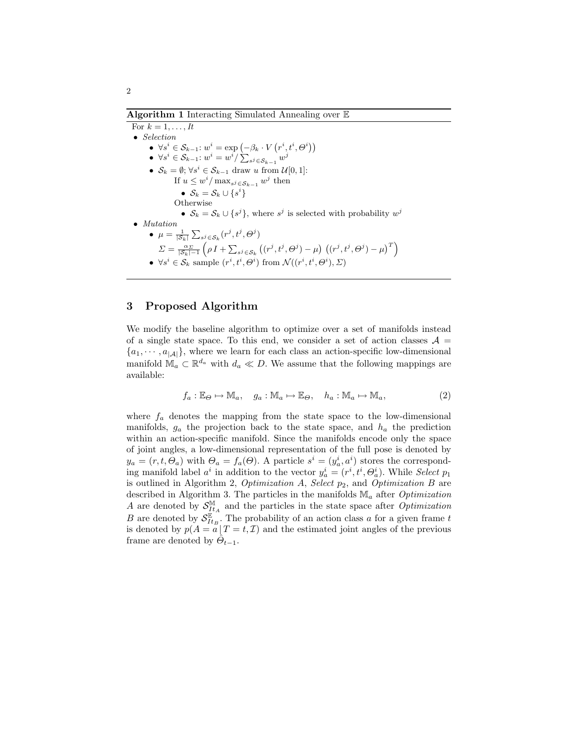**Algorithm 1** Interacting Simulated Annealing over $\mathbb{E}$

For $k = 1, \ldots, It$

- *Selection*
  - $\forall s^i \in \mathcal{S}_{k-1}$: $w^i = \exp\left(-\beta_k \cdot V\left(r^i, t^i, \Theta^i\right)\right)$
  - $\forall s^i \in \mathcal{S}_{k-1}$: $w^i = w^i / \sum_{s^j \in \mathcal{S}_{k-1}} w^j$
  - $\mathcal{S}_k = \emptyset$; $\forall s^i \in \mathcal{S}_{k-1}$ draw $u$ from $\mathcal{U}[0,1]$:

    If $u \leq w^i / \max_{s^j \in \mathcal{S}_{k-1}} w^j$ then
    - $\mathcal{S}_k = \mathcal{S}_k \cup \{s^i\}$

    Otherwise
    - $\mathcal{S}_k = \mathcal{S}_k \cup \{s^j\}$, where $s^j$ is selected with probability $w^j$
- *Mutation*
  - $\mu = \frac{1}{|\mathcal{S}_k|} \sum_{s^j \in \mathcal{S}_k} (r^j, t^j, \Theta^j)$

    $\Sigma = \frac{\alpha_\Sigma}{|\mathcal{S}_k|-1} \left(\rho\, I + \sum_{s^j \in \mathcal{S}_k} \left((r^j, t^j, \Theta^j) - \mu\right) \left((r^j, t^j, \Theta^j) - \mu\right)^T\right)$
  - $\forall s^i \in \mathcal{S}_k$ sample $(r^i, t^i, \Theta^i)$ from $\mathcal{N}((r^i, t^i, \Theta^i), \Sigma)$

## 3 Proposed Algorithm

We modify the baseline algorithm to optimize over a set of manifolds instead of a single state space. To this end, we consider a set of action classes $\mathcal{A} = \{a_1, \cdots, a_{|\mathcal{A}|}\}$, where we learn for each class an action-specific low-dimensional manifold $\mathbb{M}_a \subset \mathbb{R}^{d_a}$ with $d_a \ll D$. We assume that the following mappings are available:

$$f_a : \mathbb{E}_\Theta \mapsto \mathbb{M}_a, \quad g_a : \mathbb{M}_a \mapsto \mathbb{E}_\Theta, \quad h_a : \mathbb{M}_a \mapsto \mathbb{M}_a, \tag{2}$$

where $f_a$ denotes the mapping from the state space to the low-dimensional manifolds, $g_a$ the projection back to the state space, and $h_a$ the prediction within an action-specific manifold. Since the manifolds encode only the space of joint angles, a low-dimensional representation of the full pose is denoted by $y_a = (r, t, \Theta_a)$ with $\Theta_a = f_a(\Theta)$. A particle $s^i = (y_a^i, a^i)$ stores the corresponding manifold label $a^i$ in addition to the vector $y_a^i = (r^i, t^i, \Theta_a^i)$. While *Select* $p_1$ is outlined in Algorithm 2, *Optimization A*, *Select* $p_2$, and *Optimization B* are described in Algorithm 3. The particles in the manifolds $\mathbb{M}_a$ after *Optimization A* are denoted by $\mathcal{S}^{\mathbb{M}}_{It_A}$ and the particles in the state space after *Optimization B* are denoted by $\mathcal{S}^{\mathbb{E}}_{It_B}$. The probability of an action class $a$ for a given frame $t$ is denoted by $p(A = a \,|\, T = t, \mathcal{I})$ and the estimated joint angles of the previous frame are denoted by $\hat{\Theta}_{t-1}$.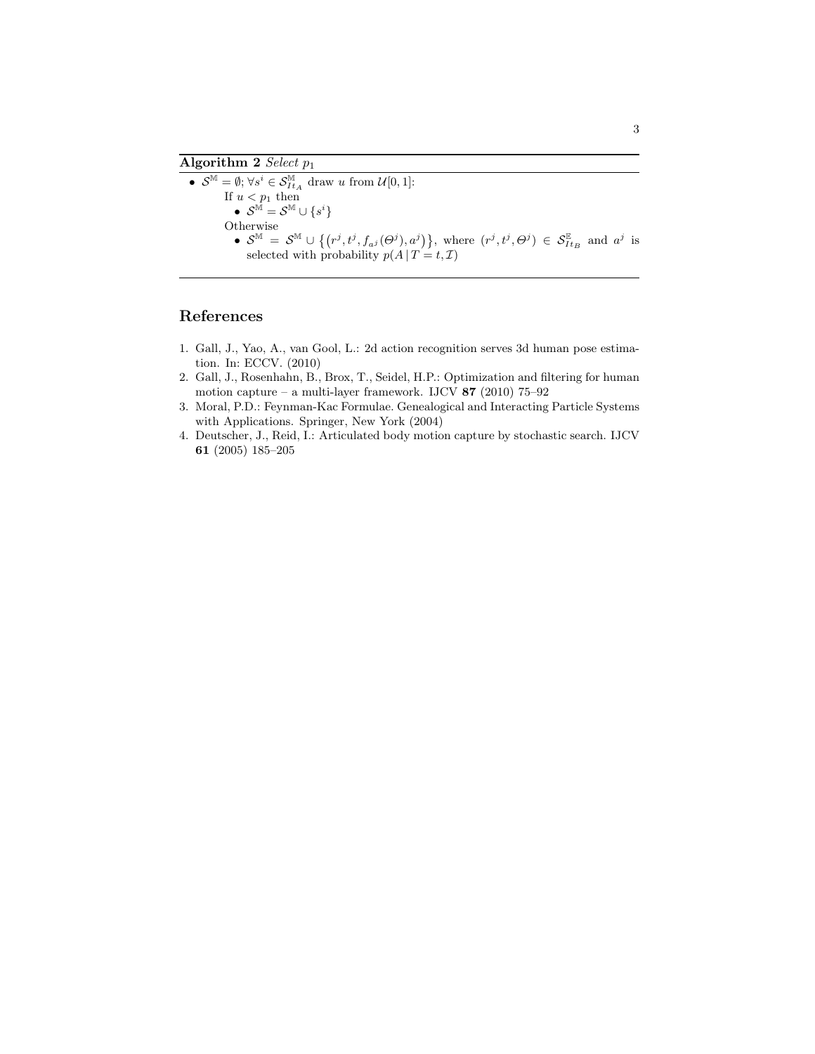**Algorithm 2** *Select* $p_1$

- $\mathcal{S}^{\mathbb{M}} = \emptyset$; $\forall s^i \in \mathcal{S}^{\mathbb{M}}_{It_A}$ draw $u$ from $\mathcal{U}[0,1]$:

  If $u < p_1$ then
  - $\mathcal{S}^{\mathbb{M}} = \mathcal{S}^{\mathbb{M}} \cup \{s^i\}$

  Otherwise
  - $\mathcal{S}^{\mathbb{M}} = \mathcal{S}^{\mathbb{M}} \cup \left\{\left(r^j, t^j, f_{a^j}(\Theta^j), a^j\right)\right\}$, where $(r^j, t^j, \Theta^j) \in \mathcal{S}^{\mathbb{E}}_{It_B}$ and $a^j$ is selected with probability $p(A \,|\, T = t, \mathcal{I})$

## References

1. Gall, J., Yao, A., van Gool, L.: 2d action recognition serves 3d human pose estimation. In: ECCV. (2010)
2. Gall, J., Rosenhahn, B., Brox, T., Seidel, H.P.: Optimization and filtering for human motion capture – a multi-layer framework. IJCV **87** (2010) 75–92
3. Moral, P.D.: Feynman-Kac Formulae. Genealogical and Interacting Particle Systems with Applications. Springer, New York (2004)
4. Deutscher, J., Reid, I.: Articulated body motion capture by stochastic search. IJCV **61** (2005) 185–205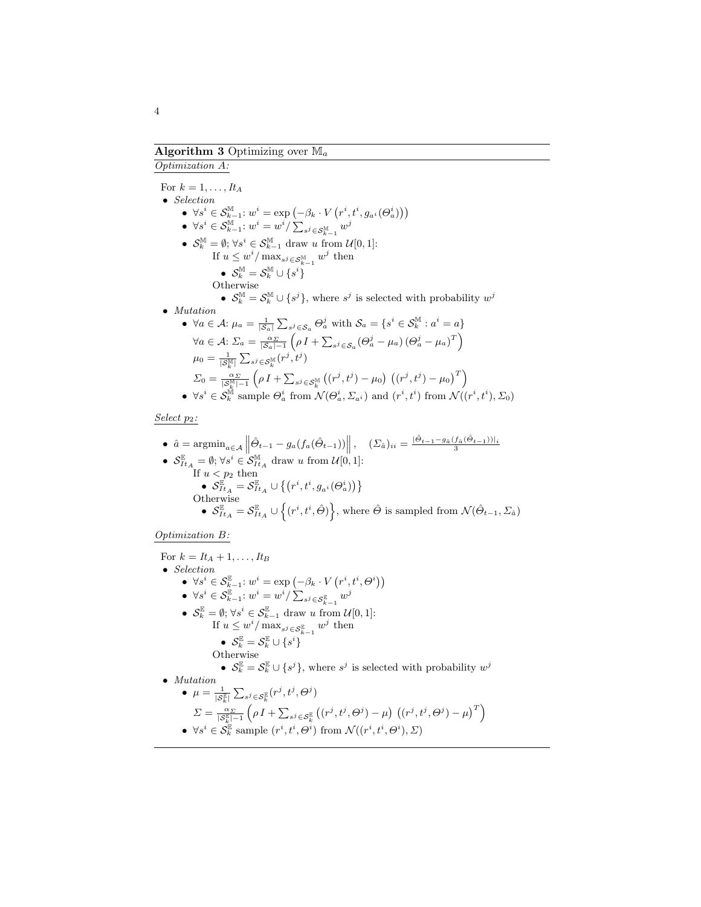**Algorithm 3** Optimizing over $\mathbb{M}_a$

*Optimization A:*

For $k = 1, \ldots, It_A$

- *Selection*
  - $\forall s^i \in \mathcal{S}^{\mathbb{M}}_{k-1}$: $w^i = \exp\left(-\beta_k \cdot V\left(r^i, t^i, g_{a^i}(\Theta^i_a)\right)\right)$
  - $\forall s^i \in \mathcal{S}^{\mathbb{M}}_{k-1}$: $w^i = w^i / \sum_{s^j \in \mathcal{S}^{\mathbb{M}}_{k-1}} w^j$
  - $\mathcal{S}^{\mathbb{M}}_k = \emptyset$; $\forall s^i \in \mathcal{S}^{\mathbb{M}}_{k-1}$ draw $u$ from $\mathcal{U}[0,1]$:
    - If $u \leq w^i / \max_{s^j \in \mathcal{S}^{\mathbb{M}}_{k-1}} w^j$ then
      - $\mathcal{S}^{\mathbb{M}}_k = \mathcal{S}^{\mathbb{M}}_k \cup \{s^i\}$
    - Otherwise
      - $\mathcal{S}^{\mathbb{M}}_k = \mathcal{S}^{\mathbb{M}}_k \cup \{s^j\}$, where $s^j$ is selected with probability $w^j$
- *Mutation*
  - $\forall a \in \mathcal{A}$: $\mu_a = \frac{1}{|\mathcal{S}_a|} \sum_{s^j \in \mathcal{S}_a} \Theta^j_a$ with $\mathcal{S}_a = \{s^i \in \mathcal{S}^{\mathbb{M}}_k : a^i = a\}$

    $\forall a \in \mathcal{A}$: $\Sigma_a = \frac{\alpha_\Sigma}{|\mathcal{S}_a|-1}\left(\rho\, I + \sum_{s^j \in \mathcal{S}_a} \left(\Theta^j_a - \mu_a\right)\left(\Theta^j_a - \mu_a\right)^T\right)$

    $\mu_0 = \frac{1}{|\mathcal{S}^{\mathbb{M}}_k|} \sum_{s^j \in \mathcal{S}^{\mathbb{M}}_k} (r^j, t^j)$

    $\Sigma_0 = \frac{\alpha_\Sigma}{|\mathcal{S}^{\mathbb{M}}_k|-1}\left(\rho\, I + \sum_{s^j \in \mathcal{S}^{\mathbb{M}}_k} \left((r^j, t^j) - \mu_0\right)\left((r^j, t^j) - \mu_0\right)^T\right)$
  - $\forall s^i \in \mathcal{S}^{\mathbb{M}}_k$ sample $\Theta^i_a$ from $\mathcal{N}(\Theta^i_a, \Sigma_{a^i})$ and $(r^i, t^i)$ from $\mathcal{N}((r^i, t^i), \Sigma_0)$

*Select $p_2$:*

- $\hat{a} = \operatorname{argmin}_{a \in \mathcal{A}} \left\| \hat{\Theta}_{t-1} - g_a(f_a(\hat{\Theta}_{t-1})) \right\|, \quad (\Sigma_{\hat{a}})_{ii} = \frac{|\hat{\Theta}_{t-1} - g_{\hat{a}}(f_{\hat{a}}(\hat{\Theta}_{t-1}))|_i}{3}$
- $\mathcal{S}^{\mathbb{E}}_{It_A} = \emptyset$; $\forall s^i \in \mathcal{S}^{\mathbb{M}}_{It_A}$ draw $u$ from $\mathcal{U}[0,1]$:
  - If $u < p_2$ then
    - $\mathcal{S}^{\mathbb{E}}_{It_A} = \mathcal{S}^{\mathbb{E}}_{It_A} \cup \left\{\left(r^i, t^i, g_{a^i}(\Theta^i_a)\right)\right\}$
  - Otherwise
    - $\mathcal{S}^{\mathbb{E}}_{It_A} = \mathcal{S}^{\mathbb{E}}_{It_A} \cup \left\{\left(r^i, t^i, \hat{\Theta}\right)\right\}$, where $\hat{\Theta}$ is sampled from $\mathcal{N}(\hat{\Theta}_{t-1}, \Sigma_{\hat{a}})$

*Optimization B:*

For $k = It_A + 1, \ldots, It_B$

- *Selection*
  - $\forall s^i \in \mathcal{S}^{\mathbb{E}}_{k-1}$: $w^i = \exp\left(-\beta_k \cdot V\left(r^i, t^i, \Theta^i\right)\right)$
  - $\forall s^i \in \mathcal{S}^{\mathbb{E}}_{k-1}$: $w^i = w^i / \sum_{s^j \in \mathcal{S}^{\mathbb{E}}_{k-1}} w^j$
  - $\mathcal{S}^{\mathbb{E}}_k = \emptyset$; $\forall s^i \in \mathcal{S}^{\mathbb{E}}_{k-1}$ draw $u$ from $\mathcal{U}[0,1]$:
    - If $u \leq w^i / \max_{s^j \in \mathcal{S}^{\mathbb{E}}_{k-1}} w^j$ then
      - $\mathcal{S}^{\mathbb{E}}_k = \mathcal{S}^{\mathbb{E}}_k \cup \{s^i\}$
    - Otherwise
      - $\mathcal{S}^{\mathbb{E}}_k = \mathcal{S}^{\mathbb{E}}_k \cup \{s^j\}$, where $s^j$ is selected with probability $w^j$
- *Mutation*
  - $\mu = \frac{1}{|\mathcal{S}^{\mathbb{E}}_k|} \sum_{s^j \in \mathcal{S}^{\mathbb{E}}_k} (r^j, t^j, \Theta^j)$

    $\Sigma = \frac{\alpha_\Sigma}{|\mathcal{S}^{\mathbb{E}}_k|-1}\left(\rho\, I + \sum_{s^j \in \mathcal{S}^{\mathbb{E}}_k} \left((r^j, t^j, \Theta^j) - \mu\right)\left((r^j, t^j, \Theta^j) - \mu\right)^T\right)$
  - $\forall s^i \in \mathcal{S}^{\mathbb{E}}_k$ sample $(r^i, t^i, \Theta^i)$ from $\mathcal{N}((r^i, t^i, \Theta^i), \Sigma)$